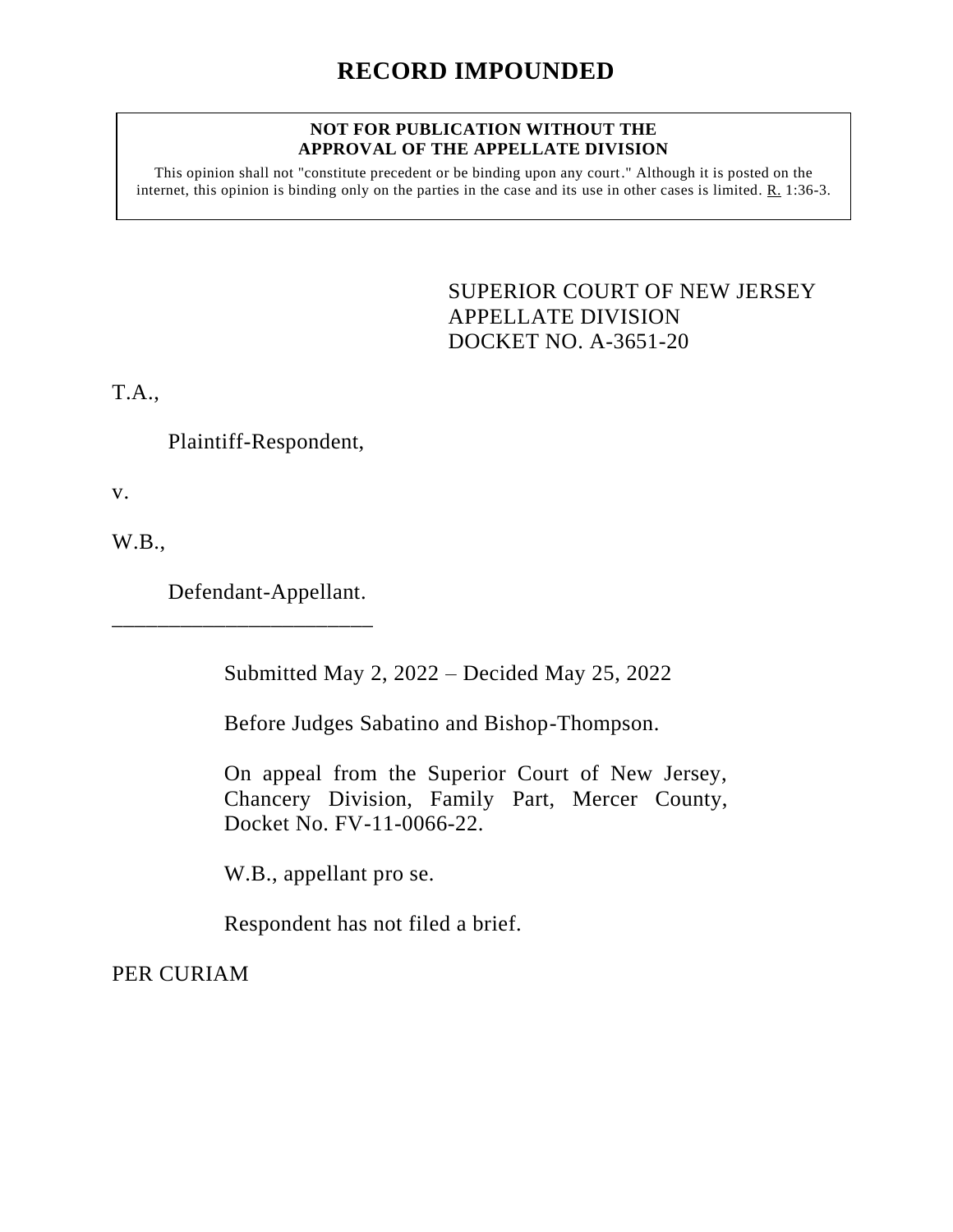# RECORD IMPOUNDED

**NOT FOR PUBLICATION WITHOUT THE APPROVAL OF THE APPELLATE DIVISION**

This opinion shall not "constitute precedent or be binding upon any court." Although it is posted on the internet, this opinion is binding only on the parties in the case and its use in other cases is limited. R. 1:36-3.

SUPERIOR COURT OF NEW JERSEY
APPELLATE DIVISION
DOCKET NO. A-3651-20

T.A.,

Plaintiff-Respondent,

v.

W.B.,

Defendant-Appellant.

________________________

Submitted May 2, 2022 – Decided May 25, 2022

Before Judges Sabatino and Bishop-Thompson.

On appeal from the Superior Court of New Jersey, Chancery Division, Family Part, Mercer County, Docket No. FV-11-0066-22.

W.B., appellant pro se.

Respondent has not filed a brief.

PER CURIAM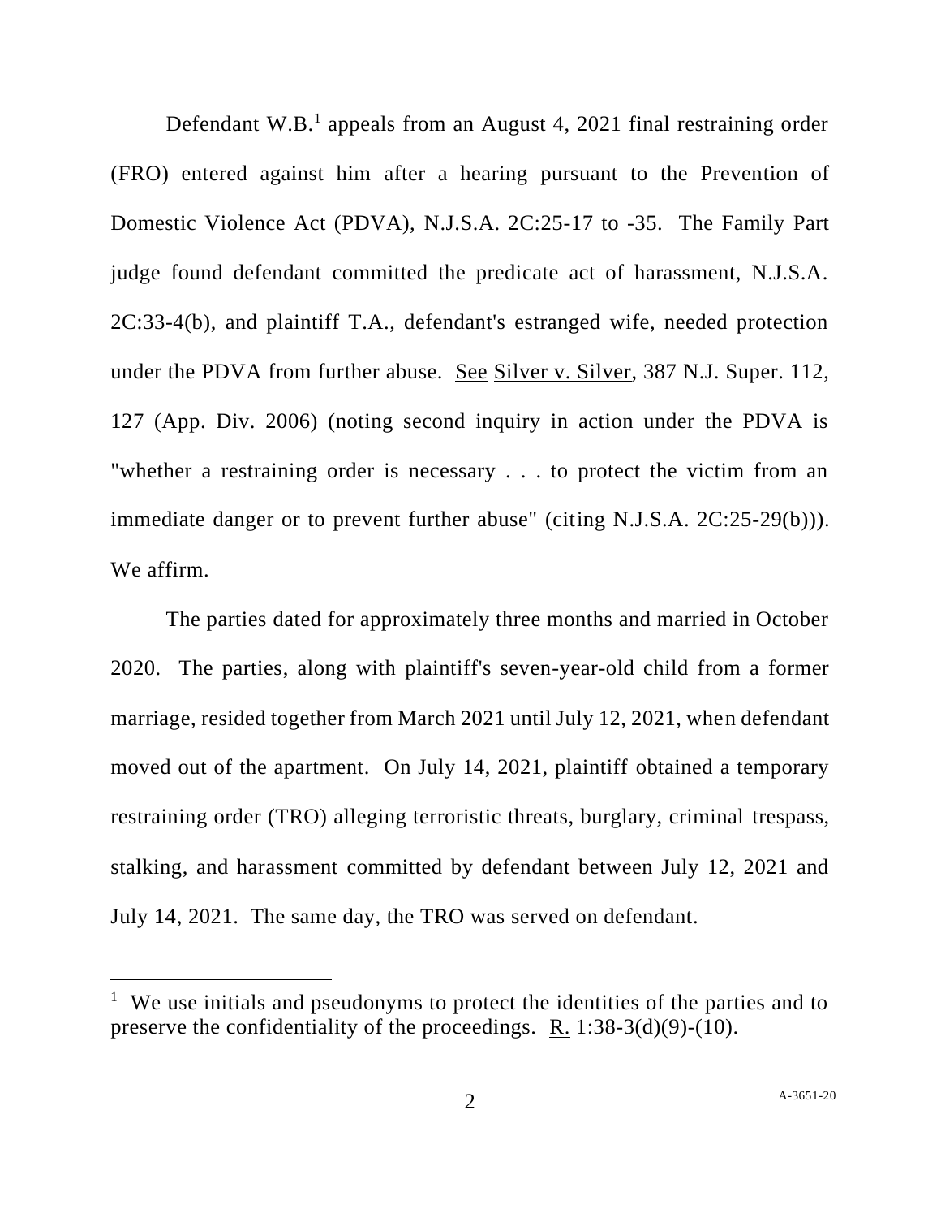Defendant W.B.[1] appeals from an August 4, 2021 final restraining order (FRO) entered against him after a hearing pursuant to the Prevention of Domestic Violence Act (PDVA), N.J.S.A. 2C:25-17 to -35. The Family Part judge found defendant committed the predicate act of harassment, N.J.S.A. 2C:33-4(b), and plaintiff T.A., defendant's estranged wife, needed protection under the PDVA from further abuse. See Silver v. Silver, 387 N.J. Super. 112, 127 (App. Div. 2006) (noting second inquiry in action under the PDVA is "whether a restraining order is necessary . . . to protect the victim from an immediate danger or to prevent further abuse" (citing N.J.S.A. 2C:25-29(b))). We affirm.

The parties dated for approximately three months and married in October 2020. The parties, along with plaintiff's seven-year-old child from a former marriage, resided together from March 2021 until July 12, 2021, when defendant moved out of the apartment. On July 14, 2021, plaintiff obtained a temporary restraining order (TRO) alleging terroristic threats, burglary, criminal trespass, stalking, and harassment committed by defendant between July 12, 2021 and July 14, 2021. The same day, the TRO was served on defendant.

---

[1] We use initials and pseudonyms to protect the identities of the parties and to preserve the confidentiality of the proceedings. R. 1:38-3(d)(9)-(10).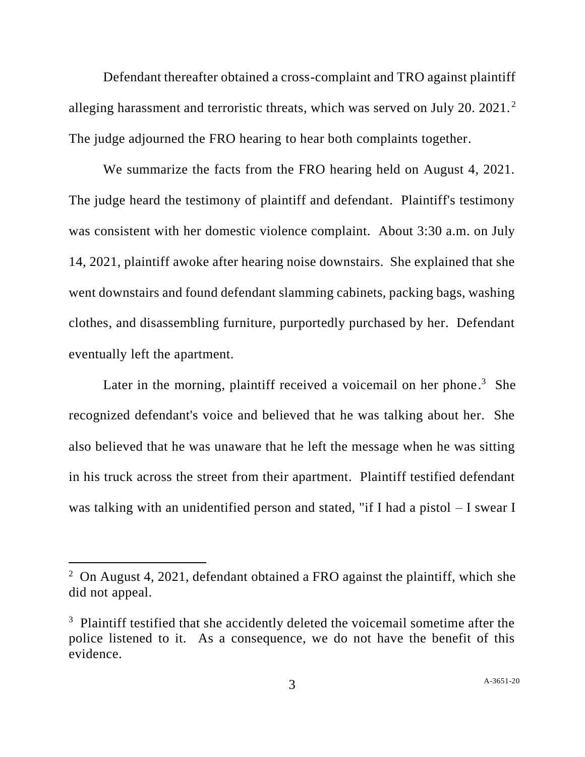Defendant thereafter obtained a cross-complaint and TRO against plaintiff alleging harassment and terroristic threats, which was served on July 20. 2021.[2] The judge adjourned the FRO hearing to hear both complaints together.

We summarize the facts from the FRO hearing held on August 4, 2021. The judge heard the testimony of plaintiff and defendant. Plaintiff's testimony was consistent with her domestic violence complaint. About 3:30 a.m. on July 14, 2021, plaintiff awoke after hearing noise downstairs. She explained that she went downstairs and found defendant slamming cabinets, packing bags, washing clothes, and disassembling furniture, purportedly purchased by her. Defendant eventually left the apartment.

Later in the morning, plaintiff received a voicemail on her phone.[3] She recognized defendant's voice and believed that he was talking about her. She also believed that he was unaware that he left the message when he was sitting in his truck across the street from their apartment. Plaintiff testified defendant was talking with an unidentified person and stated, "if I had a pistol – I swear I

---

[2] On August 4, 2021, defendant obtained a FRO against the plaintiff, which she did not appeal.

[3] Plaintiff testified that she accidently deleted the voicemail sometime after the police listened to it. As a consequence, we do not have the benefit of this evidence.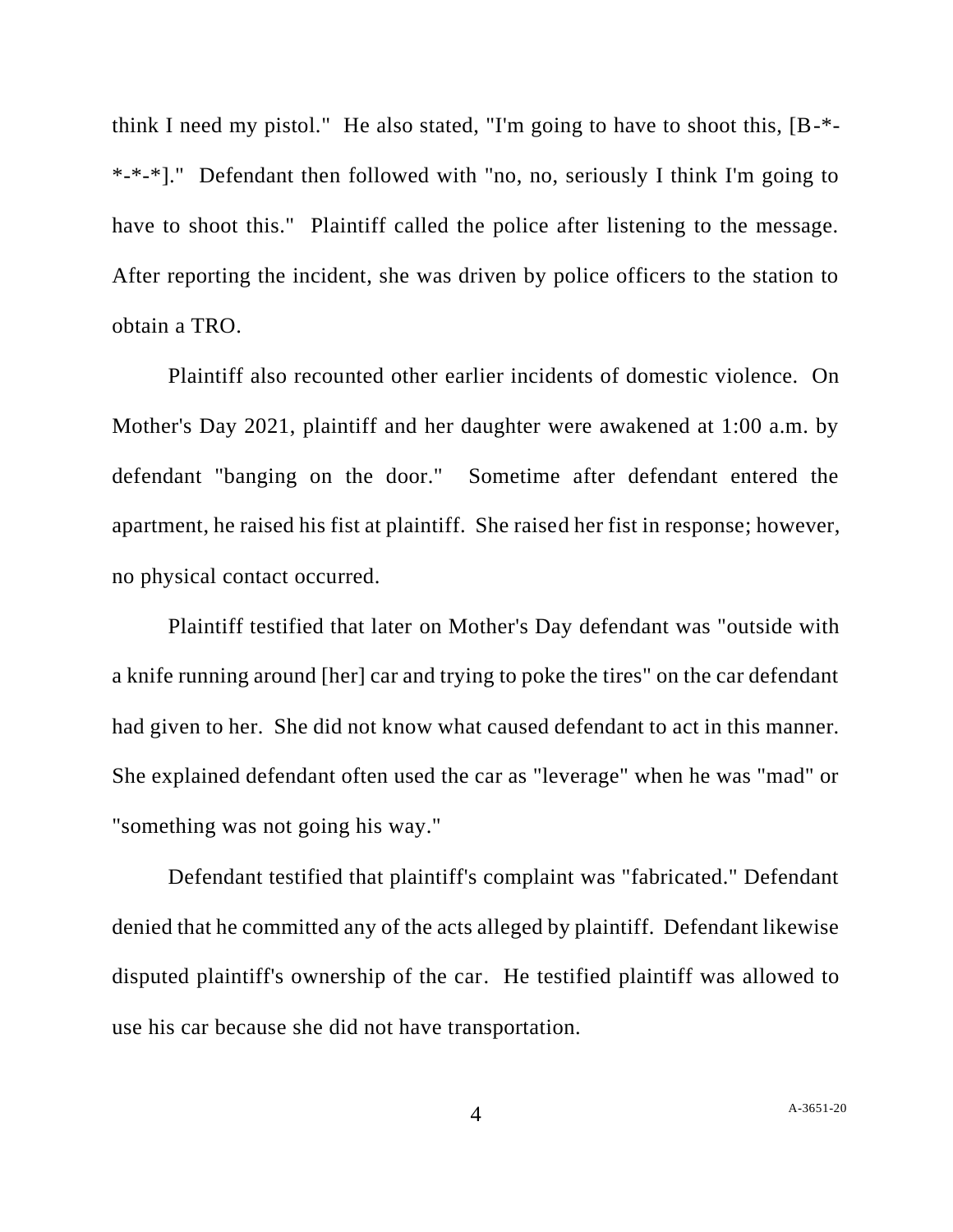think I need my pistol." He also stated, "I'm going to have to shoot this, [B-*-*-*-*]." Defendant then followed with "no, no, seriously I think I'm going to have to shoot this." Plaintiff called the police after listening to the message. After reporting the incident, she was driven by police officers to the station to obtain a TRO.

Plaintiff also recounted other earlier incidents of domestic violence. On Mother's Day 2021, plaintiff and her daughter were awakened at 1:00 a.m. by defendant "banging on the door." Sometime after defendant entered the apartment, he raised his fist at plaintiff. She raised her fist in response; however, no physical contact occurred.

Plaintiff testified that later on Mother's Day defendant was "outside with a knife running around [her] car and trying to poke the tires" on the car defendant had given to her. She did not know what caused defendant to act in this manner. She explained defendant often used the car as "leverage" when he was "mad" or "something was not going his way."

Defendant testified that plaintiff's complaint was "fabricated." Defendant denied that he committed any of the acts alleged by plaintiff. Defendant likewise disputed plaintiff's ownership of the car. He testified plaintiff was allowed to use his car because she did not have transportation.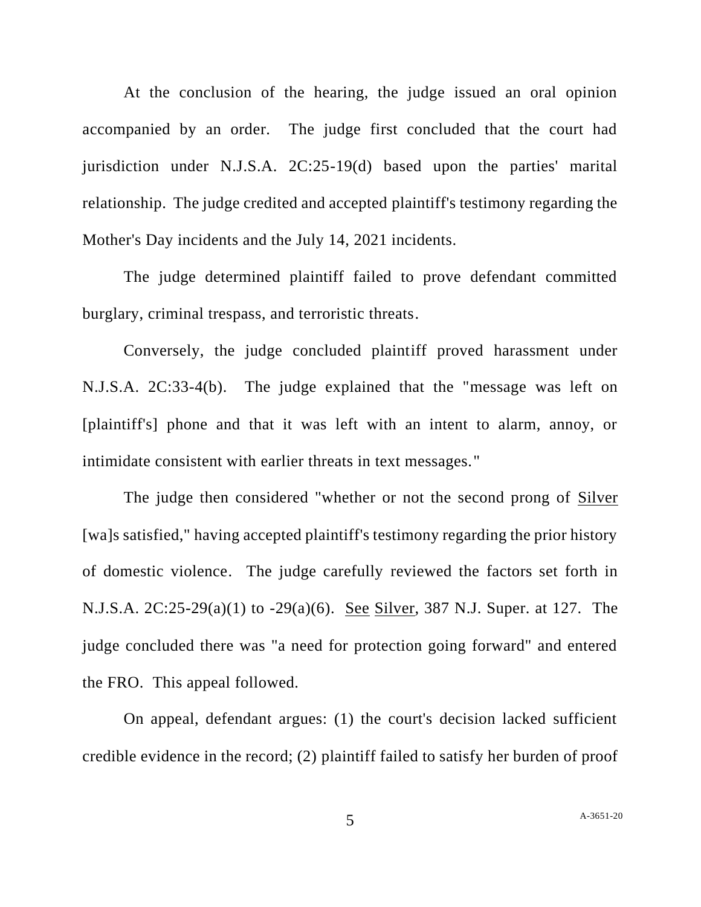At the conclusion of the hearing, the judge issued an oral opinion accompanied by an order. The judge first concluded that the court had jurisdiction under N.J.S.A. 2C:25-19(d) based upon the parties' marital relationship. The judge credited and accepted plaintiff's testimony regarding the Mother's Day incidents and the July 14, 2021 incidents.

The judge determined plaintiff failed to prove defendant committed burglary, criminal trespass, and terroristic threats.

Conversely, the judge concluded plaintiff proved harassment under N.J.S.A. 2C:33-4(b). The judge explained that the "message was left on [plaintiff's] phone and that it was left with an intent to alarm, annoy, or intimidate consistent with earlier threats in text messages."

The judge then considered "whether or not the second prong of Silver [wa]s satisfied," having accepted plaintiff's testimony regarding the prior history of domestic violence. The judge carefully reviewed the factors set forth in N.J.S.A. 2C:25-29(a)(1) to -29(a)(6). See Silver, 387 N.J. Super. at 127. The judge concluded there was "a need for protection going forward" and entered the FRO. This appeal followed.

On appeal, defendant argues: (1) the court's decision lacked sufficient credible evidence in the record; (2) plaintiff failed to satisfy her burden of proof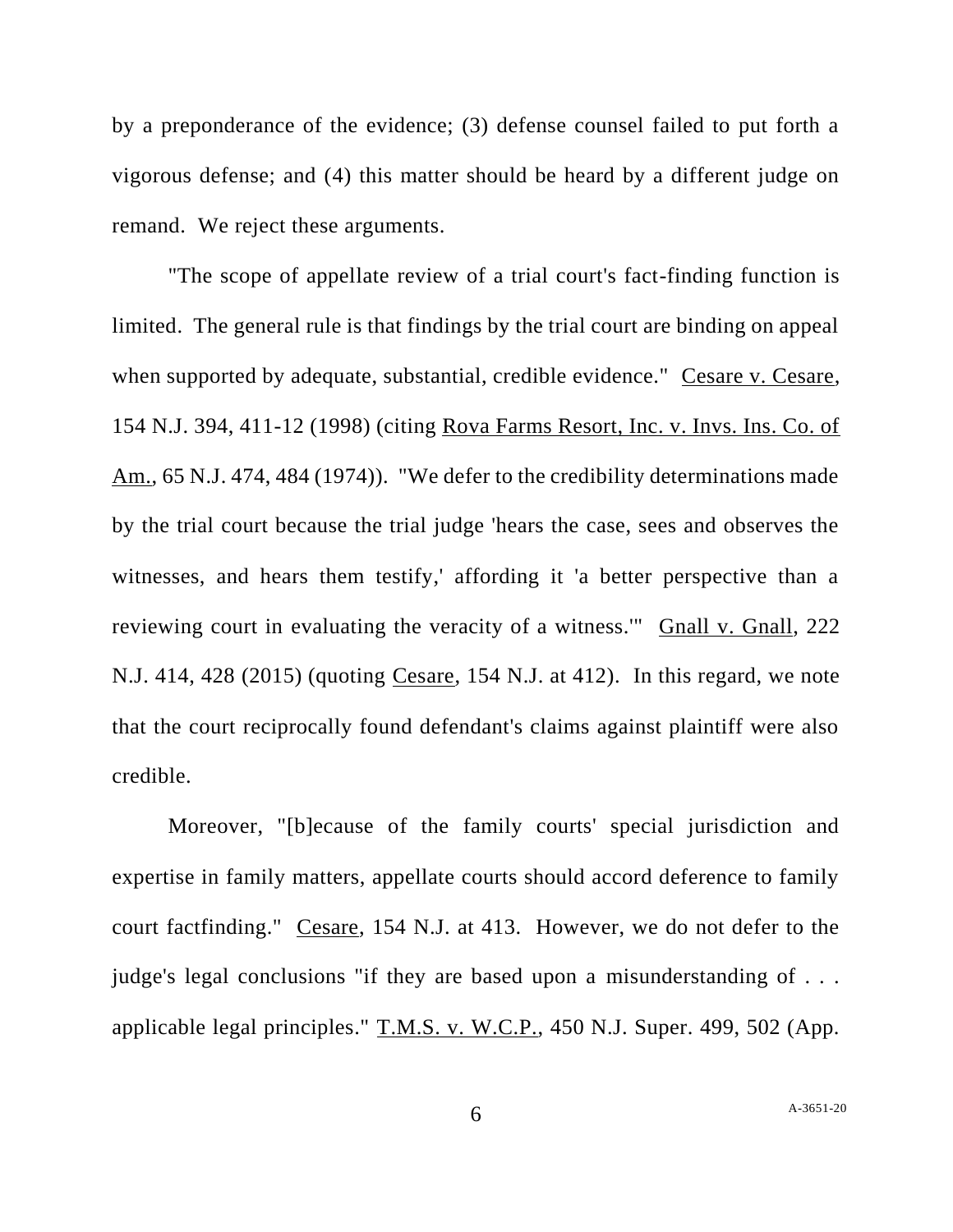by a preponderance of the evidence; (3) defense counsel failed to put forth a vigorous defense; and (4) this matter should be heard by a different judge on remand. We reject these arguments.

"The scope of appellate review of a trial court's fact-finding function is limited. The general rule is that findings by the trial court are binding on appeal when supported by adequate, substantial, credible evidence." Cesare v. Cesare, 154 N.J. 394, 411-12 (1998) (citing Rova Farms Resort, Inc. v. Invs. Ins. Co. of Am., 65 N.J. 474, 484 (1974)). "We defer to the credibility determinations made by the trial court because the trial judge 'hears the case, sees and observes the witnesses, and hears them testify,' affording it 'a better perspective than a reviewing court in evaluating the veracity of a witness.'" Gnall v. Gnall, 222 N.J. 414, 428 (2015) (quoting Cesare, 154 N.J. at 412). In this regard, we note that the court reciprocally found defendant's claims against plaintiff were also credible.

Moreover, "[b]ecause of the family courts' special jurisdiction and expertise in family matters, appellate courts should accord deference to family court factfinding." Cesare, 154 N.J. at 413. However, we do not defer to the judge's legal conclusions "if they are based upon a misunderstanding of . . . applicable legal principles." T.M.S. v. W.C.P., 450 N.J. Super. 499, 502 (App.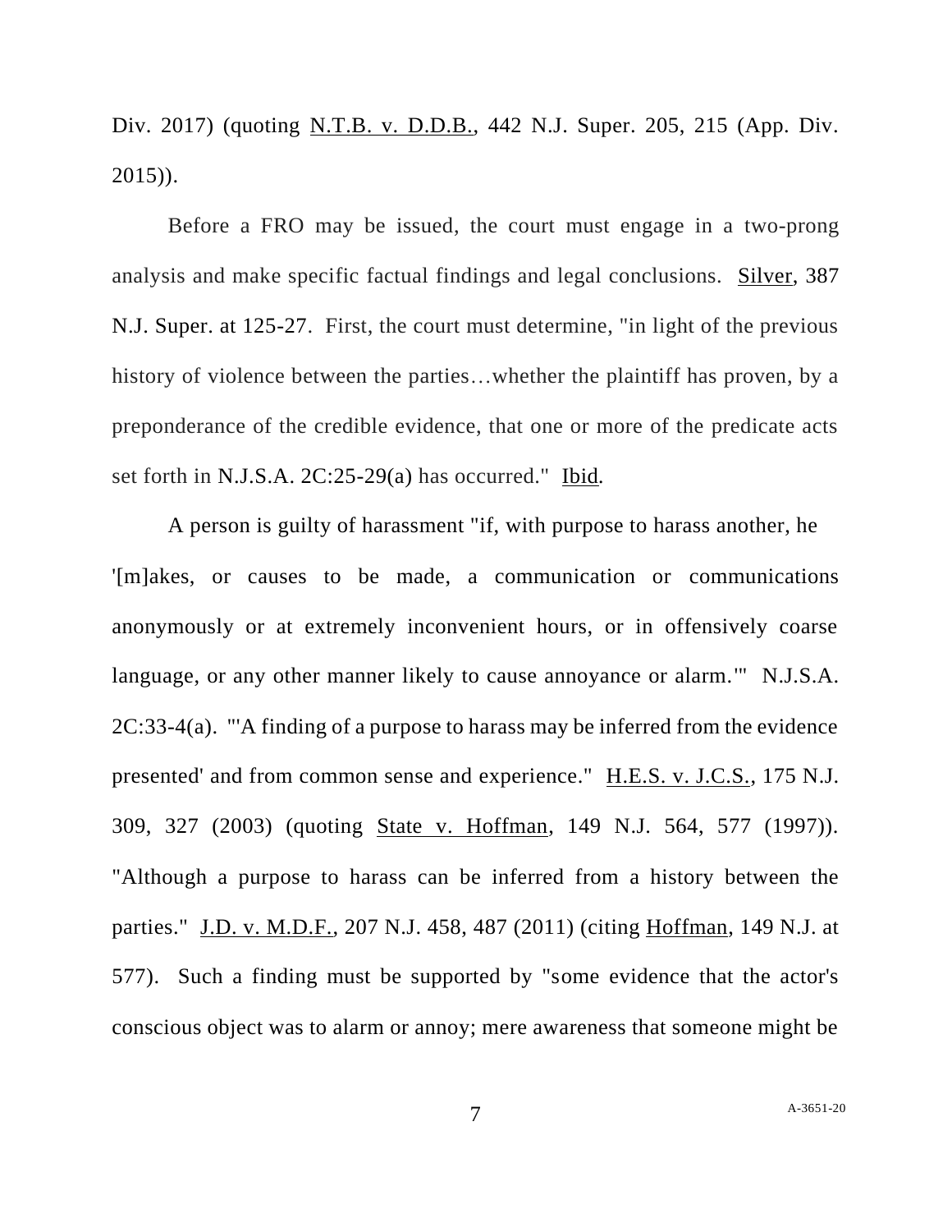Div. 2017) (quoting N.T.B. v. D.D.B., 442 N.J. Super. 205, 215 (App. Div. 2015)).

Before a FRO may be issued, the court must engage in a two-prong analysis and make specific factual findings and legal conclusions. Silver, 387 N.J. Super. at 125-27. First, the court must determine, "in light of the previous history of violence between the parties…whether the plaintiff has proven, by a preponderance of the credible evidence, that one or more of the predicate acts set forth in N.J.S.A. 2C:25-29(a) has occurred." Ibid.

A person is guilty of harassment "if, with purpose to harass another, he '[m]akes, or causes to be made, a communication or communications anonymously or at extremely inconvenient hours, or in offensively coarse language, or any other manner likely to cause annoyance or alarm.'" N.J.S.A. 2C:33-4(a). "'A finding of a purpose to harass may be inferred from the evidence presented' and from common sense and experience." H.E.S. v. J.C.S., 175 N.J. 309, 327 (2003) (quoting State v. Hoffman, 149 N.J. 564, 577 (1997)). "Although a purpose to harass can be inferred from a history between the parties." J.D. v. M.D.F., 207 N.J. 458, 487 (2011) (citing Hoffman, 149 N.J. at 577). Such a finding must be supported by "some evidence that the actor's conscious object was to alarm or annoy; mere awareness that someone might be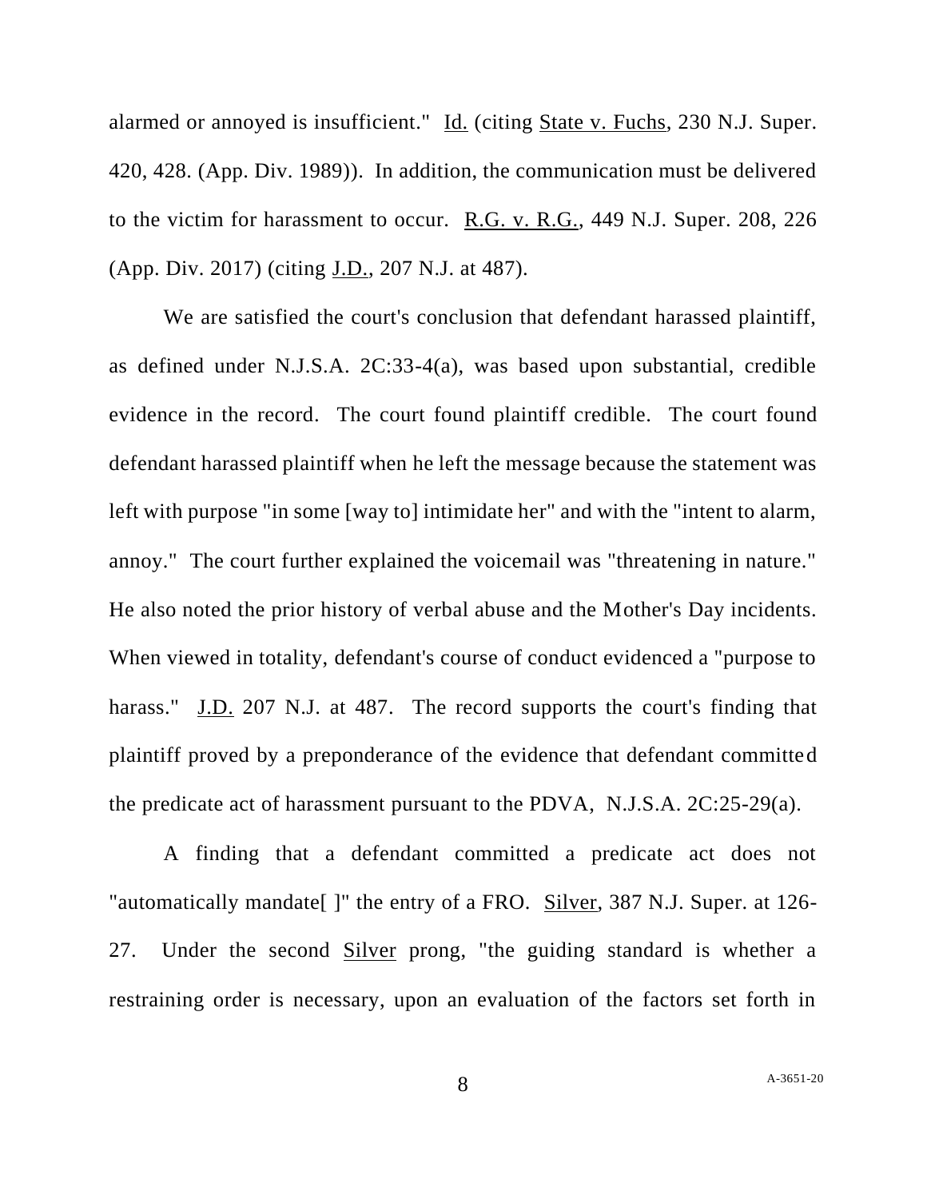alarmed or annoyed is insufficient." Id. (citing State v. Fuchs, 230 N.J. Super. 420, 428. (App. Div. 1989)). In addition, the communication must be delivered to the victim for harassment to occur. R.G. v. R.G., 449 N.J. Super. 208, 226 (App. Div. 2017) (citing J.D., 207 N.J. at 487).

We are satisfied the court's conclusion that defendant harassed plaintiff, as defined under N.J.S.A. 2C:33-4(a), was based upon substantial, credible evidence in the record. The court found plaintiff credible. The court found defendant harassed plaintiff when he left the message because the statement was left with purpose "in some [way to] intimidate her" and with the "intent to alarm, annoy." The court further explained the voicemail was "threatening in nature." He also noted the prior history of verbal abuse and the Mother's Day incidents. When viewed in totality, defendant's course of conduct evidenced a "purpose to harass." J.D. 207 N.J. at 487. The record supports the court's finding that plaintiff proved by a preponderance of the evidence that defendant committed the predicate act of harassment pursuant to the PDVA, N.J.S.A. 2C:25-29(a).

A finding that a defendant committed a predicate act does not "automatically mandate[ ]" the entry of a FRO. Silver, 387 N.J. Super. at 126-27. Under the second Silver prong, "the guiding standard is whether a restraining order is necessary, upon an evaluation of the factors set forth in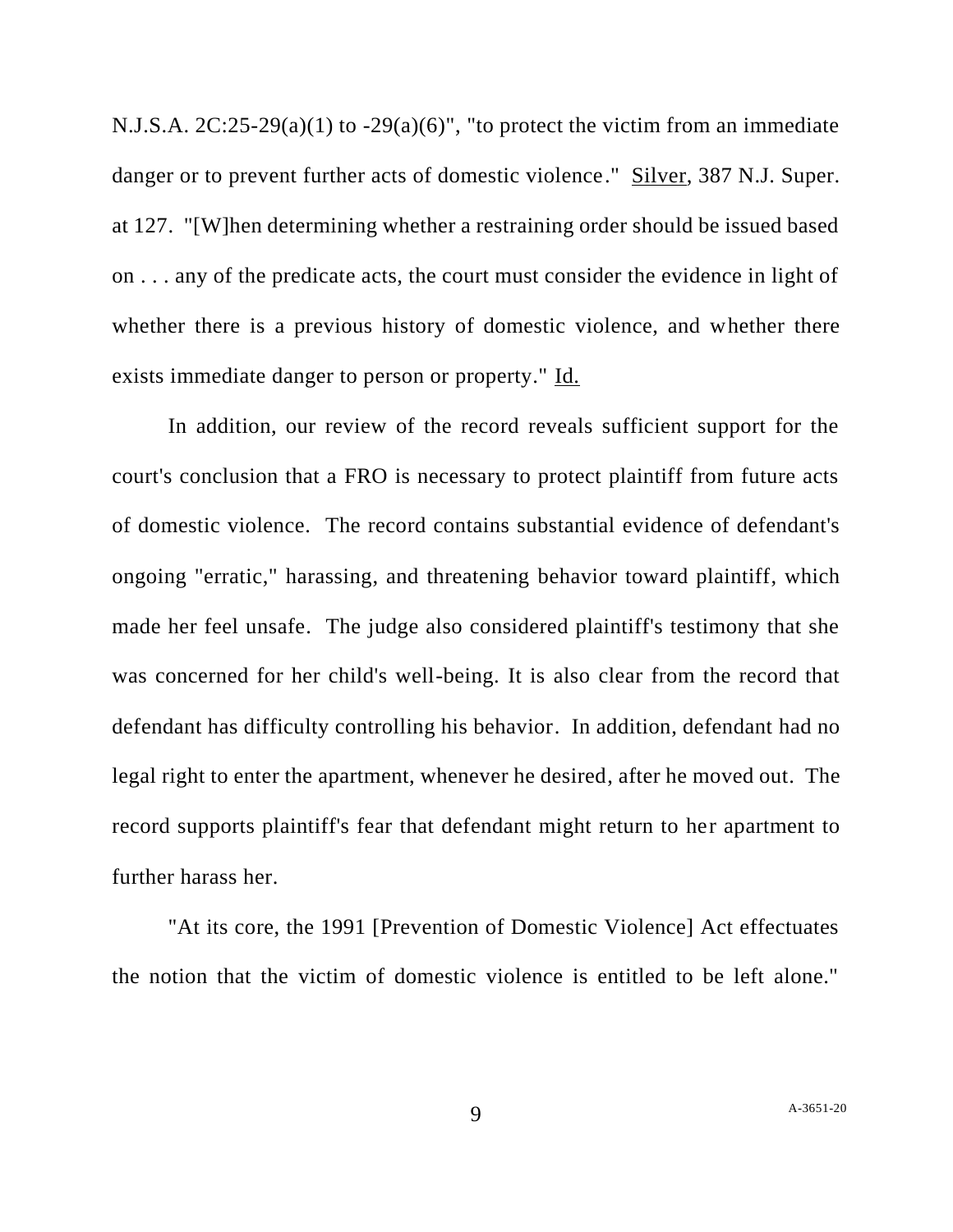N.J.S.A. 2C:25-29(a)(1) to -29(a)(6)", "to protect the victim from an immediate danger or to prevent further acts of domestic violence." Silver, 387 N.J. Super. at 127. "[W]hen determining whether a restraining order should be issued based on . . . any of the predicate acts, the court must consider the evidence in light of whether there is a previous history of domestic violence, and whether there exists immediate danger to person or property." Id.

In addition, our review of the record reveals sufficient support for the court's conclusion that a FRO is necessary to protect plaintiff from future acts of domestic violence. The record contains substantial evidence of defendant's ongoing "erratic," harassing, and threatening behavior toward plaintiff, which made her feel unsafe. The judge also considered plaintiff's testimony that she was concerned for her child's well-being. It is also clear from the record that defendant has difficulty controlling his behavior. In addition, defendant had no legal right to enter the apartment, whenever he desired, after he moved out. The record supports plaintiff's fear that defendant might return to her apartment to further harass her.

"At its core, the 1991 [Prevention of Domestic Violence] Act effectuates the notion that the victim of domestic violence is entitled to be left alone."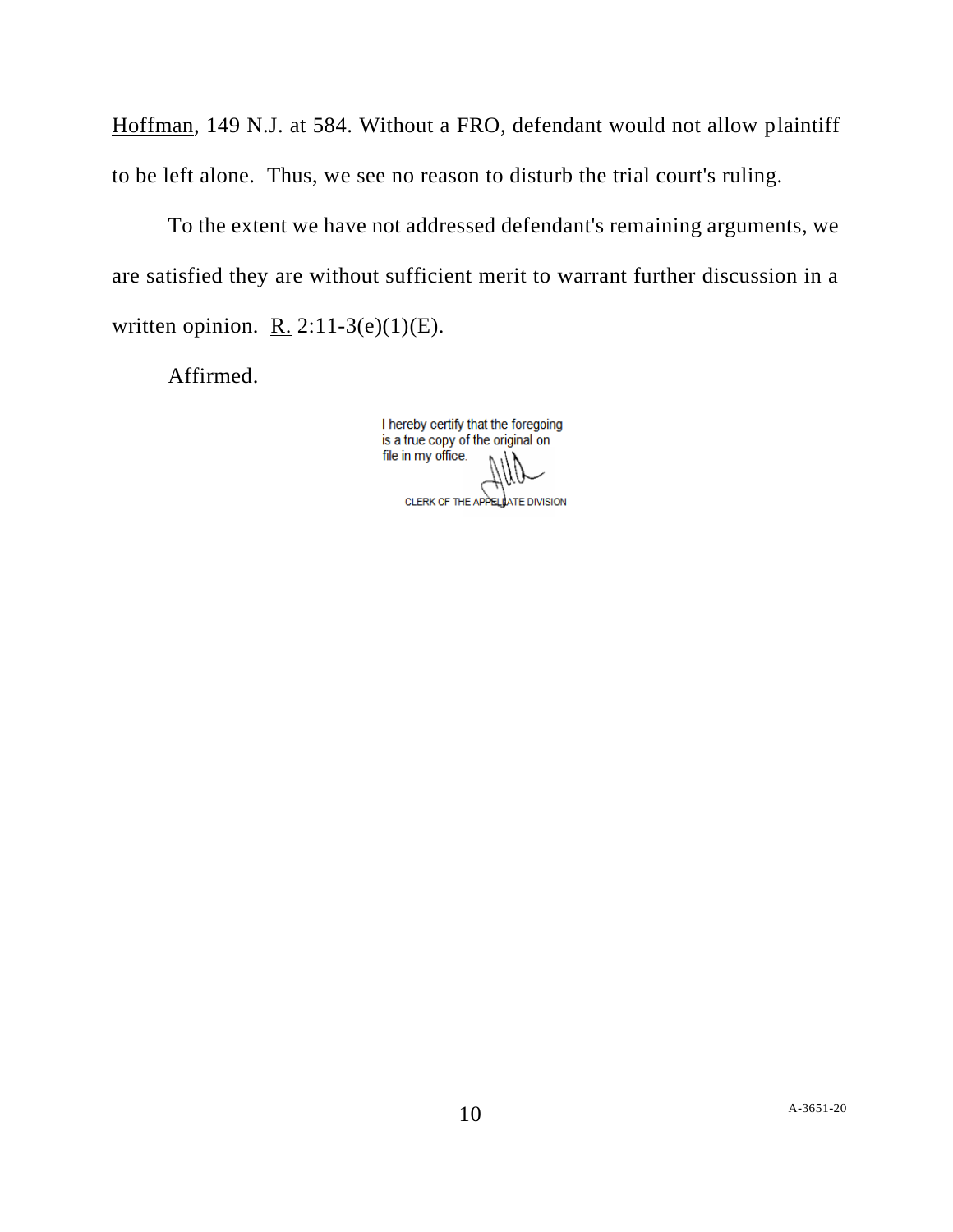Hoffman, 149 N.J. at 584. Without a FRO, defendant would not allow plaintiff to be left alone. Thus, we see no reason to disturb the trial court's ruling.

To the extent we have not addressed defendant's remaining arguments, we are satisfied they are without sufficient merit to warrant further discussion in a written opinion. R. 2:11-3(e)(1)(E).

Affirmed.

I hereby certify that the foregoing is a true copy of the original on file in my office.

CLERK OF THE APPELLATE DIVISION